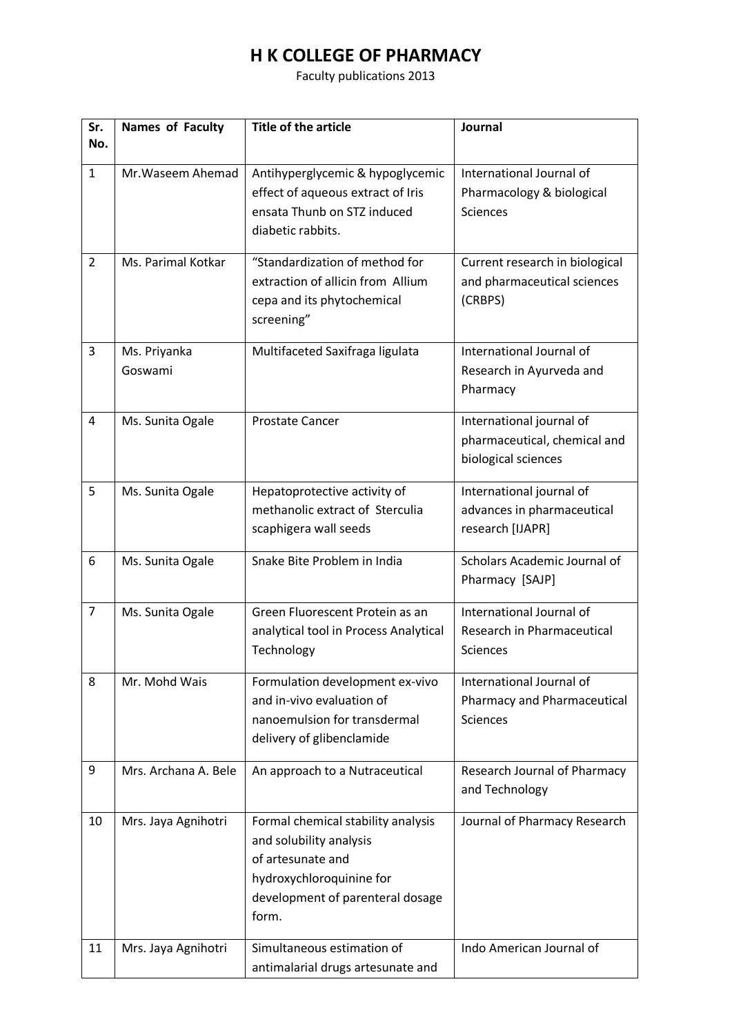# H K COLLEGE OF PHARMACY

Faculty publications 2013

| Sr. No. | Names of Faculty | Title of the article | Journal |
|---|---|---|---|
| 1 | Mr.Waseem Ahemad | Antihyperglycemic & hypoglycemic effect of aqueous extract of Iris ensata Thunb on STZ induced diabetic rabbits. | International Journal of Pharmacology & biological Sciences |
| 2 | Ms. Parimal Kotkar | "Standardization of method for extraction of allicin from Allium cepa and its phytochemical screening" | Current research in biological and pharmaceutical sciences (CRBPS) |
| 3 | Ms. Priyanka Goswami | Multifaceted Saxifraga ligulata | International Journal of Research in Ayurveda and Pharmacy |
| 4 | Ms. Sunita Ogale | Prostate Cancer | International journal of pharmaceutical, chemical and biological sciences |
| 5 | Ms. Sunita Ogale | Hepatoprotective activity of methanolic extract of Sterculia scaphigera wall seeds | International journal of advances in pharmaceutical research [IJAPR] |
| 6 | Ms. Sunita Ogale | Snake Bite Problem in India | Scholars Academic Journal of Pharmacy [SAJP] |
| 7 | Ms. Sunita Ogale | Green Fluorescent Protein as an analytical tool in Process Analytical Technology | International Journal of Research in Pharmaceutical Sciences |
| 8 | Mr. Mohd Wais | Formulation development ex-vivo and in-vivo evaluation of nanoemulsion for transdermal delivery of glibenclamide | International Journal of Pharmacy and Pharmaceutical Sciences |
| 9 | Mrs. Archana A. Bele | An approach to a Nutraceutical | Research Journal of Pharmacy and Technology |
| 10 | Mrs. Jaya Agnihotri | Formal chemical stability analysis and solubility analysis of artesunate and hydroxychloroquinine for development of parenteral dosage form. | Journal of Pharmacy Research |
| 11 | Mrs. Jaya Agnihotri | Simultaneous estimation of antimalarial drugs artesunate and | Indo American Journal of |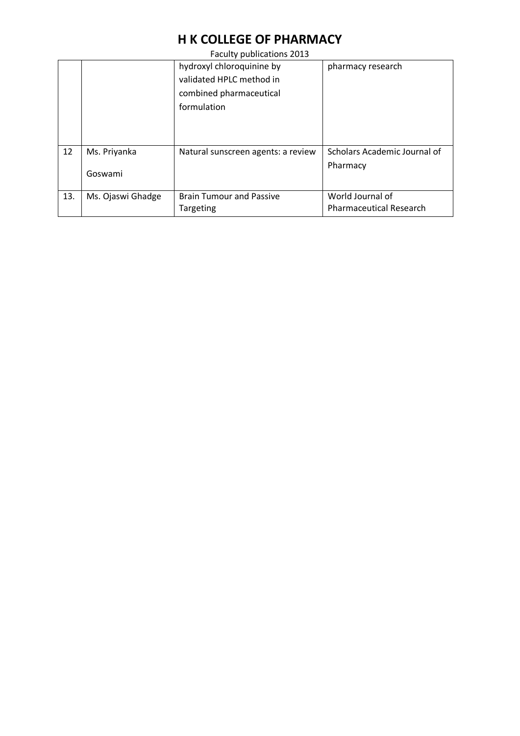# H K COLLEGE OF PHARMACY

Faculty publications 2013

| | | | |
|---|---|---|---|
| | | hydroxyl chloroquinine by validated HPLC method in combined pharmaceutical formulation | pharmacy research |
| 12 | Ms. Priyanka Goswami | Natural sunscreen agents: a review | Scholars Academic Journal of Pharmacy |
| 13. | Ms. Ojaswi Ghadge | Brain Tumour and Passive Targeting | World Journal of Pharmaceutical Research |